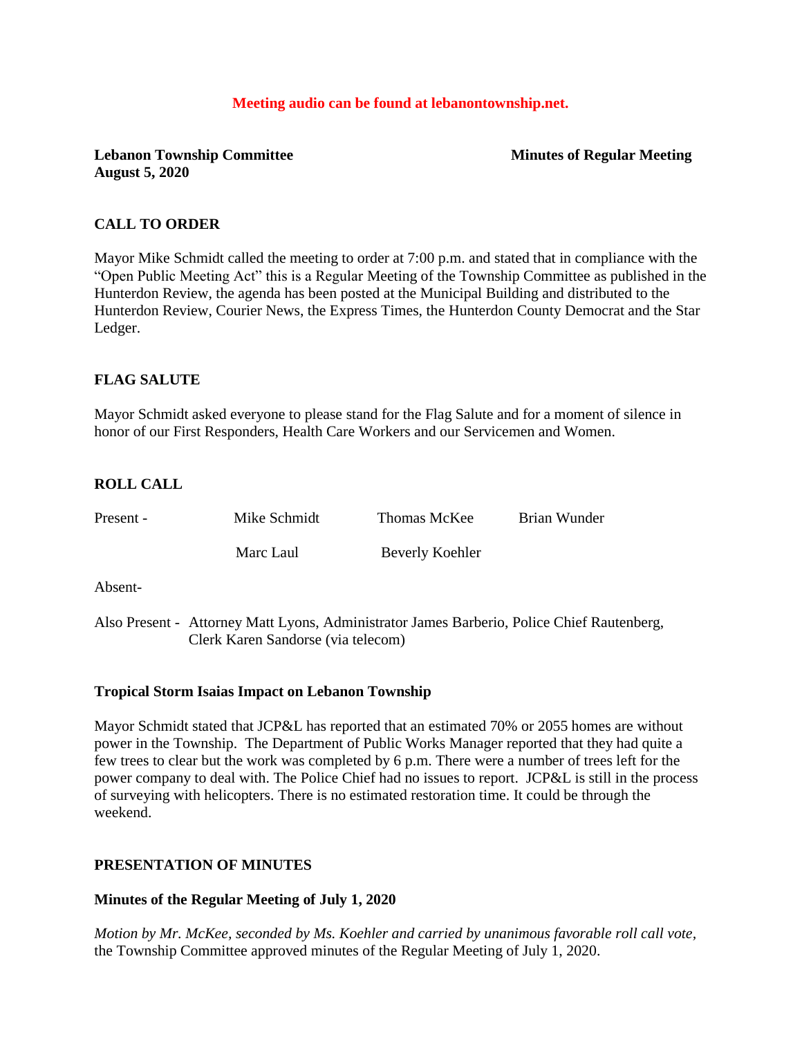**Meeting audio can be found at lebanontownship.net.**

**Lebanon Township Committee** **Minutes of Regular Meeting**
**August 5, 2020**

## CALL TO ORDER

Mayor Mike Schmidt called the meeting to order at 7:00 p.m. and stated that in compliance with the "Open Public Meeting Act" this is a Regular Meeting of the Township Committee as published in the Hunterdon Review, the agenda has been posted at the Municipal Building and distributed to the Hunterdon Review, Courier News, the Express Times, the Hunterdon County Democrat and the Star Ledger.

## FLAG SALUTE

Mayor Schmidt asked everyone to please stand for the Flag Salute and for a moment of silence in honor of our First Responders, Health Care Workers and our Servicemen and Women.

## ROLL CALL

Present - Mike Schmidt Thomas McKee Brian Wunder

Marc Laul Beverly Koehler

Absent-

Also Present - Attorney Matt Lyons, Administrator James Barberio, Police Chief Rautenberg, Clerk Karen Sandorse (via telecom)

### Tropical Storm Isaias Impact on Lebanon Township

Mayor Schmidt stated that JCP&L has reported that an estimated 70% or 2055 homes are without power in the Township. The Department of Public Works Manager reported that they had quite a few trees to clear but the work was completed by 6 p.m. There were a number of trees left for the power company to deal with. The Police Chief had no issues to report. JCP&L is still in the process of surveying with helicopters. There is no estimated restoration time. It could be through the weekend.

## PRESENTATION OF MINUTES

### Minutes of the Regular Meeting of July 1, 2020

*Motion by Mr. McKee, seconded by Ms. Koehler and carried by unanimous favorable roll call vote,* the Township Committee approved minutes of the Regular Meeting of July 1, 2020.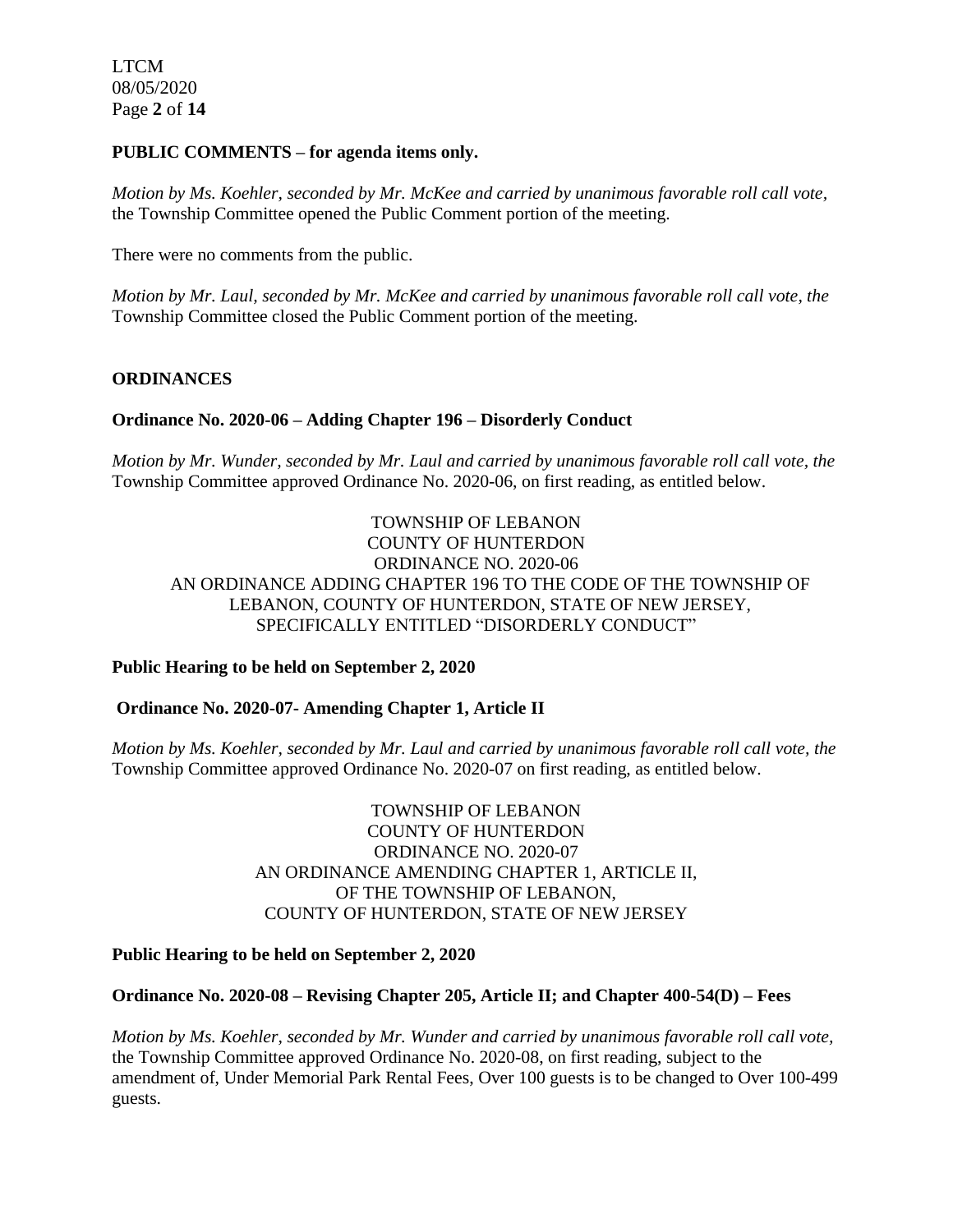**PUBLIC COMMENTS – for agenda items only.**

*Motion by Ms. Koehler, seconded by Mr. McKee and carried by unanimous favorable roll call vote,* the Township Committee opened the Public Comment portion of the meeting.

There were no comments from the public.

*Motion by Mr. Laul, seconded by Mr. McKee and carried by unanimous favorable roll call vote, the* Township Committee closed the Public Comment portion of the meeting.

**ORDINANCES**

**Ordinance No. 2020-06 – Adding Chapter 196 – Disorderly Conduct**

*Motion by Mr. Wunder, seconded by Mr. Laul and carried by unanimous favorable roll call vote, the* Township Committee approved Ordinance No. 2020-06, on first reading, as entitled below.

TOWNSHIP OF LEBANON
COUNTY OF HUNTERDON
ORDINANCE NO. 2020-06
AN ORDINANCE ADDING CHAPTER 196 TO THE CODE OF THE TOWNSHIP OF LEBANON, COUNTY OF HUNTERDON, STATE OF NEW JERSEY, SPECIFICALLY ENTITLED "DISORDERLY CONDUCT"

**Public Hearing to be held on September 2, 2020**

**Ordinance No. 2020-07- Amending Chapter 1, Article II**

*Motion by Ms. Koehler, seconded by Mr. Laul and carried by unanimous favorable roll call vote, the* Township Committee approved Ordinance No. 2020-07 on first reading, as entitled below.

TOWNSHIP OF LEBANON
COUNTY OF HUNTERDON
ORDINANCE NO. 2020-07
AN ORDINANCE AMENDING CHAPTER 1, ARTICLE II,
OF THE TOWNSHIP OF LEBANON,
COUNTY OF HUNTERDON, STATE OF NEW JERSEY

**Public Hearing to be held on September 2, 2020**

**Ordinance No. 2020-08 – Revising Chapter 205, Article II; and Chapter 400-54(D) – Fees**

*Motion by Ms. Koehler, seconded by Mr. Wunder and carried by unanimous favorable roll call vote,* the Township Committee approved Ordinance No. 2020-08, on first reading, subject to the amendment of, Under Memorial Park Rental Fees, Over 100 guests is to be changed to Over 100-499 guests.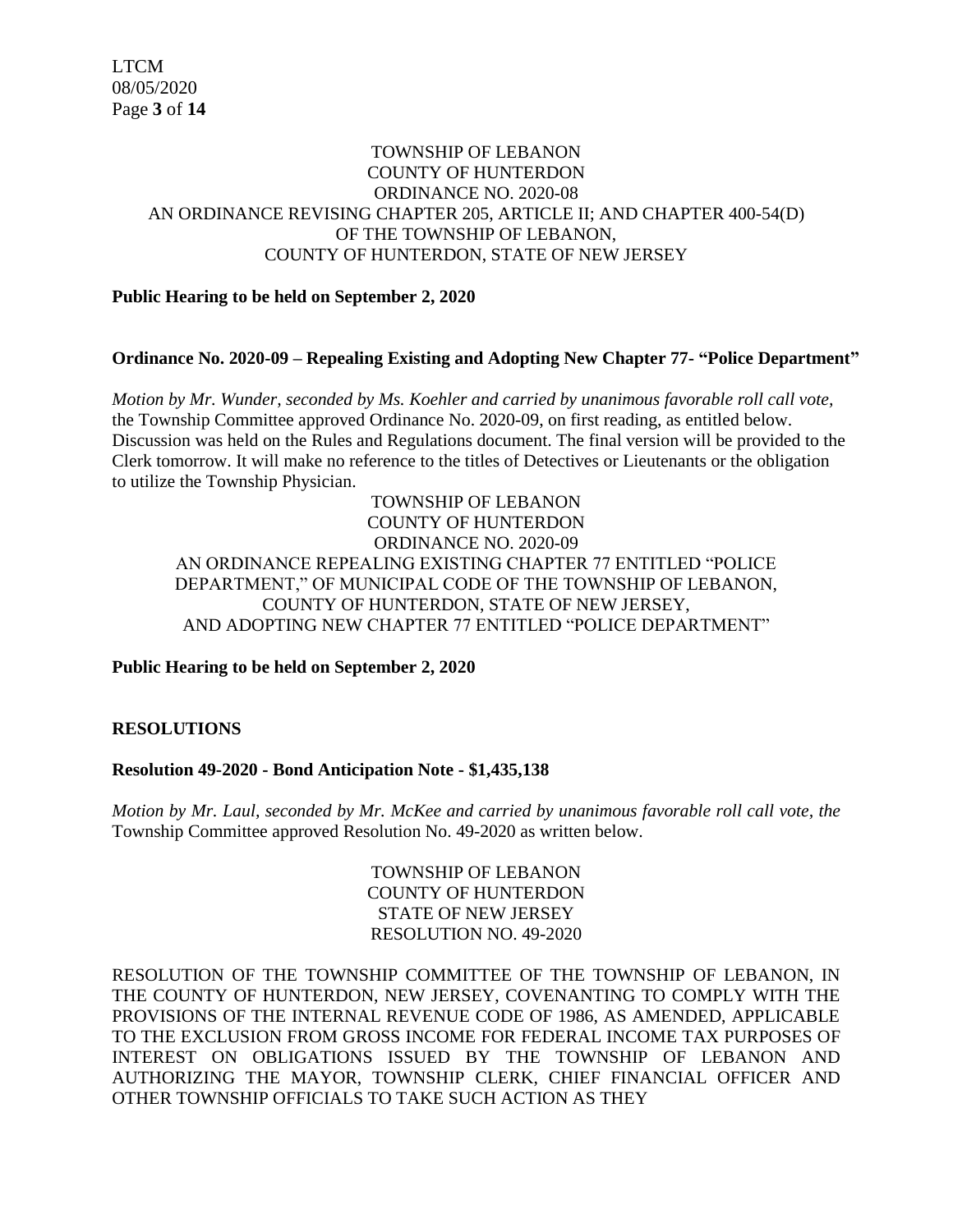TOWNSHIP OF LEBANON
COUNTY OF HUNTERDON
ORDINANCE NO. 2020-08
AN ORDINANCE REVISING CHAPTER 205, ARTICLE II; AND CHAPTER 400-54(D)
OF THE TOWNSHIP OF LEBANON,
COUNTY OF HUNTERDON, STATE OF NEW JERSEY

**Public Hearing to be held on September 2, 2020**

**Ordinance No. 2020-09 – Repealing Existing and Adopting New Chapter 77- "Police Department"**

*Motion by Mr. Wunder, seconded by Ms. Koehler and carried by unanimous favorable roll call vote,* the Township Committee approved Ordinance No. 2020-09, on first reading, as entitled below. Discussion was held on the Rules and Regulations document. The final version will be provided to the Clerk tomorrow. It will make no reference to the titles of Detectives or Lieutenants or the obligation to utilize the Township Physician.

TOWNSHIP OF LEBANON
COUNTY OF HUNTERDON
ORDINANCE NO. 2020-09
AN ORDINANCE REPEALING EXISTING CHAPTER 77 ENTITLED "POLICE DEPARTMENT," OF MUNICIPAL CODE OF THE TOWNSHIP OF LEBANON, COUNTY OF HUNTERDON, STATE OF NEW JERSEY, AND ADOPTING NEW CHAPTER 77 ENTITLED "POLICE DEPARTMENT"

**Public Hearing to be held on September 2, 2020**

**RESOLUTIONS**

**Resolution 49-2020 - Bond Anticipation Note - $1,435,138**

*Motion by Mr. Laul, seconded by Mr. McKee and carried by unanimous favorable roll call vote, the* Township Committee approved Resolution No. 49-2020 as written below.

TOWNSHIP OF LEBANON
COUNTY OF HUNTERDON
STATE OF NEW JERSEY
RESOLUTION NO. 49-2020

RESOLUTION OF THE TOWNSHIP COMMITTEE OF THE TOWNSHIP OF LEBANON, IN THE COUNTY OF HUNTERDON, NEW JERSEY, COVENANTING TO COMPLY WITH THE PROVISIONS OF THE INTERNAL REVENUE CODE OF 1986, AS AMENDED, APPLICABLE TO THE EXCLUSION FROM GROSS INCOME FOR FEDERAL INCOME TAX PURPOSES OF INTEREST ON OBLIGATIONS ISSUED BY THE TOWNSHIP OF LEBANON AND AUTHORIZING THE MAYOR, TOWNSHIP CLERK, CHIEF FINANCIAL OFFICER AND OTHER TOWNSHIP OFFICIALS TO TAKE SUCH ACTION AS THEY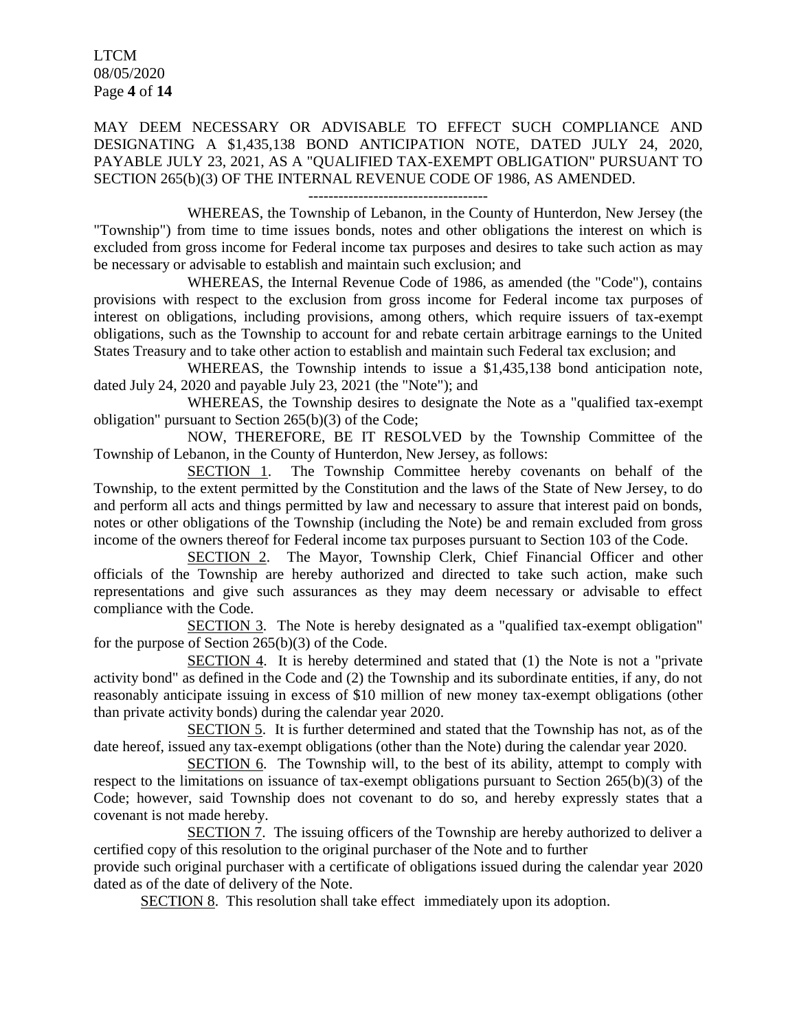MAY DEEM NECESSARY OR ADVISABLE TO EFFECT SUCH COMPLIANCE AND DESIGNATING A $1,435,138 BOND ANTICIPATION NOTE, DATED JULY 24, 2020, PAYABLE JULY 23, 2021, AS A "QUALIFIED TAX-EXEMPT OBLIGATION" PURSUANT TO SECTION 265(b)(3) OF THE INTERNAL REVENUE CODE OF 1986, AS AMENDED.

------------------------------------

WHEREAS, the Township of Lebanon, in the County of Hunterdon, New Jersey (the "Township") from time to time issues bonds, notes and other obligations the interest on which is excluded from gross income for Federal income tax purposes and desires to take such action as may be necessary or advisable to establish and maintain such exclusion; and

WHEREAS, the Internal Revenue Code of 1986, as amended (the "Code"), contains provisions with respect to the exclusion from gross income for Federal income tax purposes of interest on obligations, including provisions, among others, which require issuers of tax-exempt obligations, such as the Township to account for and rebate certain arbitrage earnings to the United States Treasury and to take other action to establish and maintain such Federal tax exclusion; and

WHEREAS, the Township intends to issue a $1,435,138 bond anticipation note, dated July 24, 2020 and payable July 23, 2021 (the "Note"); and

WHEREAS, the Township desires to designate the Note as a "qualified tax-exempt obligation" pursuant to Section 265(b)(3) of the Code;

NOW, THEREFORE, BE IT RESOLVED by the Township Committee of the Township of Lebanon, in the County of Hunterdon, New Jersey, as follows:

SECTION 1. The Township Committee hereby covenants on behalf of the Township, to the extent permitted by the Constitution and the laws of the State of New Jersey, to do and perform all acts and things permitted by law and necessary to assure that interest paid on bonds, notes or other obligations of the Township (including the Note) be and remain excluded from gross income of the owners thereof for Federal income tax purposes pursuant to Section 103 of the Code.

SECTION 2. The Mayor, Township Clerk, Chief Financial Officer and other officials of the Township are hereby authorized and directed to take such action, make such representations and give such assurances as they may deem necessary or advisable to effect compliance with the Code.

SECTION 3. The Note is hereby designated as a "qualified tax-exempt obligation" for the purpose of Section 265(b)(3) of the Code.

SECTION 4. It is hereby determined and stated that (1) the Note is not a "private activity bond" as defined in the Code and (2) the Township and its subordinate entities, if any, do not reasonably anticipate issuing in excess of $10 million of new money tax-exempt obligations (other than private activity bonds) during the calendar year 2020.

SECTION 5. It is further determined and stated that the Township has not, as of the date hereof, issued any tax-exempt obligations (other than the Note) during the calendar year 2020.

SECTION 6. The Township will, to the best of its ability, attempt to comply with respect to the limitations on issuance of tax-exempt obligations pursuant to Section 265(b)(3) of the Code; however, said Township does not covenant to do so, and hereby expressly states that a covenant is not made hereby.

SECTION 7. The issuing officers of the Township are hereby authorized to deliver a certified copy of this resolution to the original purchaser of the Note and to further provide such original purchaser with a certificate of obligations issued during the calendar year 2020 dated as of the date of delivery of the Note.

SECTION 8. This resolution shall take effect immediately upon its adoption.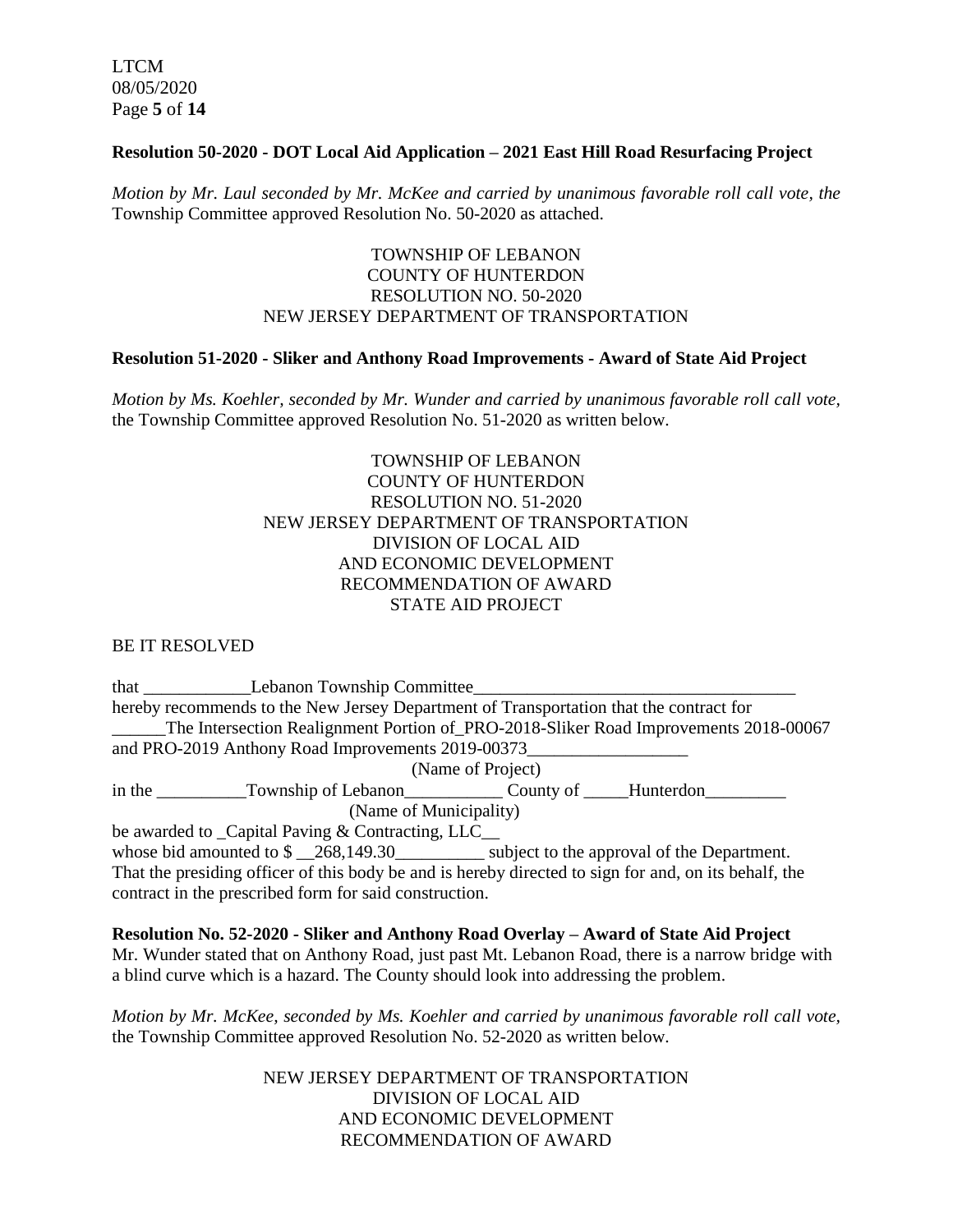**Resolution 50-2020 - DOT Local Aid Application – 2021 East Hill Road Resurfacing Project**

*Motion by Mr. Laul seconded by Mr. McKee and carried by unanimous favorable roll call vote, the* Township Committee approved Resolution No. 50-2020 as attached.

TOWNSHIP OF LEBANON
COUNTY OF HUNTERDON
RESOLUTION NO. 50-2020
NEW JERSEY DEPARTMENT OF TRANSPORTATION

**Resolution 51-2020 - Sliker and Anthony Road Improvements - Award of State Aid Project**

*Motion by Ms. Koehler, seconded by Mr. Wunder and carried by unanimous favorable roll call vote,* the Township Committee approved Resolution No. 51-2020 as written below.

TOWNSHIP OF LEBANON
COUNTY OF HUNTERDON
RESOLUTION NO. 51-2020
NEW JERSEY DEPARTMENT OF TRANSPORTATION
DIVISION OF LOCAL AID
AND ECONOMIC DEVELOPMENT
RECOMMENDATION OF AWARD
STATE AID PROJECT

BE IT RESOLVED

that ____________Lebanon Township Committee____________________________________
hereby recommends to the New Jersey Department of Transportation that the contract for
______The Intersection Realignment Portion of_PRO-2018-Sliker Road Improvements 2018-00067 and PRO-2019 Anthony Road Improvements 2019-00373__________________
(Name of Project)
in the __________Township of Lebanon___________ County of _____Hunterdon_________
(Name of Municipality)
be awarded to _Capital Paving & Contracting, LLC__
whose bid amounted to $ __268,149.30__________ subject to the approval of the Department.
That the presiding officer of this body be and is hereby directed to sign for and, on its behalf, the contract in the prescribed form for said construction.

**Resolution No. 52-2020 - Sliker and Anthony Road Overlay – Award of State Aid Project**
Mr. Wunder stated that on Anthony Road, just past Mt. Lebanon Road, there is a narrow bridge with a blind curve which is a hazard. The County should look into addressing the problem.

*Motion by Mr. McKee, seconded by Ms. Koehler and carried by unanimous favorable roll call vote,* the Township Committee approved Resolution No. 52-2020 as written below.

NEW JERSEY DEPARTMENT OF TRANSPORTATION
DIVISION OF LOCAL AID
AND ECONOMIC DEVELOPMENT
RECOMMENDATION OF AWARD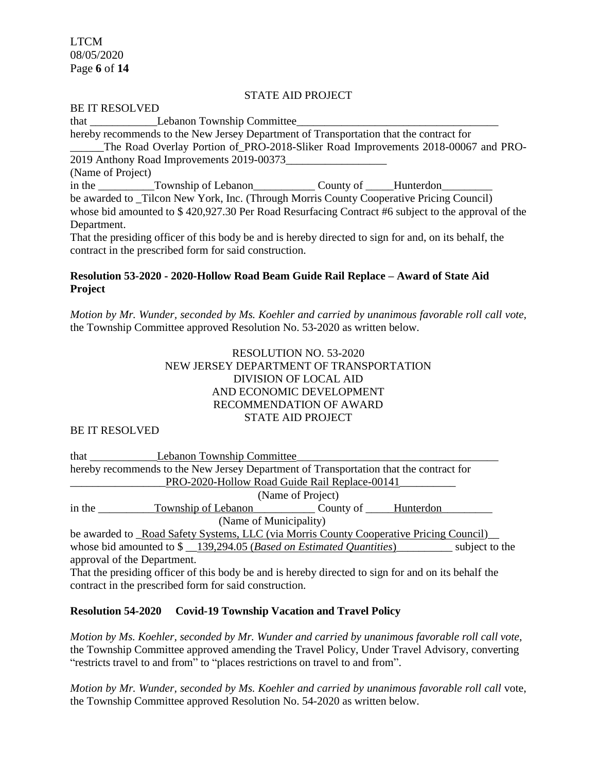STATE AID PROJECT

BE IT RESOLVED

that ____________Lebanon Township Committee____________________________________

hereby recommends to the New Jersey Department of Transportation that the contract for

______The Road Overlay Portion of_PRO-2018-Sliker Road Improvements 2018-00067 and PRO-2019 Anthony Road Improvements 2019-00373__________________

(Name of Project)

in the __________Township of Lebanon___________ County of _____Hunterdon_________

be awarded to _Tilcon New York, Inc. (Through Morris County Cooperative Pricing Council) whose bid amounted to $ 420,927.30 Per Road Resurfacing Contract #6 subject to the approval of the Department.

That the presiding officer of this body be and is hereby directed to sign for and, on its behalf, the contract in the prescribed form for said construction.

**Resolution 53-2020 - 2020-Hollow Road Beam Guide Rail Replace – Award of State Aid Project**

*Motion by Mr. Wunder, seconded by Ms. Koehler and carried by unanimous favorable roll call vote,* the Township Committee approved Resolution No. 53-2020 as written below.

RESOLUTION NO. 53-2020
NEW JERSEY DEPARTMENT OF TRANSPORTATION
DIVISION OF LOCAL AID
AND ECONOMIC DEVELOPMENT
RECOMMENDATION OF AWARD
STATE AID PROJECT

BE IT RESOLVED

that ____________Lebanon Township Committee____________________________________

hereby recommends to the New Jersey Department of Transportation that the contract for

_________________PRO-2020-Hollow Road Guide Rail Replace-00141__________

(Name of Project)

in the __________Township of Lebanon___________ County of _____Hunterdon_________

(Name of Municipality)

be awarded to _Road Safety Systems, LLC (via Morris County Cooperative Pricing Council)__ whose bid amounted to $ __139,294.05 (*Based on Estimated Quantities*)__________ subject to the approval of the Department.

That the presiding officer of this body be and is hereby directed to sign for and on its behalf the contract in the prescribed form for said construction.

**Resolution 54-2020 Covid-19 Township Vacation and Travel Policy**

*Motion by Ms. Koehler, seconded by Mr. Wunder and carried by unanimous favorable roll call vote*, the Township Committee approved amending the Travel Policy, Under Travel Advisory, converting "restricts travel to and from" to "places restrictions on travel to and from".

*Motion by Mr. Wunder, seconded by Ms. Koehler and carried by unanimous favorable roll call* vote, the Township Committee approved Resolution No. 54-2020 as written below.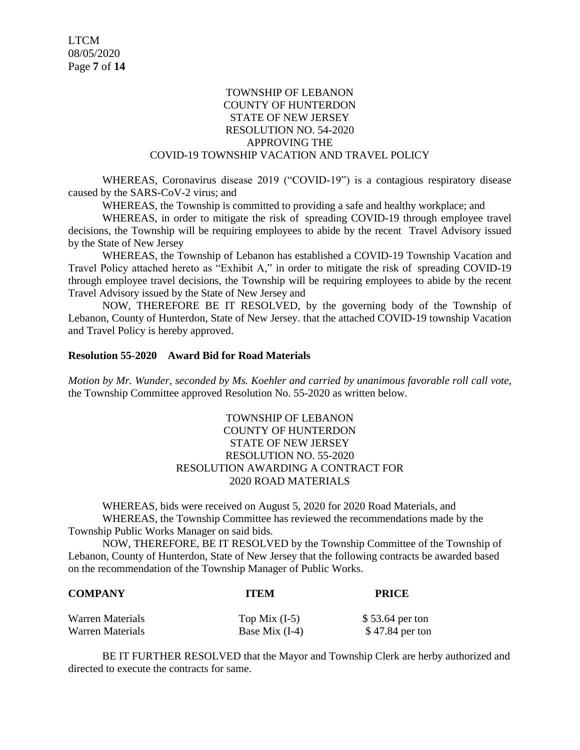TOWNSHIP OF LEBANON
COUNTY OF HUNTERDON
STATE OF NEW JERSEY
RESOLUTION NO. 54-2020
APPROVING THE
COVID-19 TOWNSHIP VACATION AND TRAVEL POLICY

WHEREAS, Coronavirus disease 2019 ("COVID-19") is a contagious respiratory disease caused by the SARS-CoV-2 virus; and

WHEREAS, the Township is committed to providing a safe and healthy workplace; and

WHEREAS, in order to mitigate the risk of spreading COVID-19 through employee travel decisions, the Township will be requiring employees to abide by the recent Travel Advisory issued by the State of New Jersey

WHEREAS, the Township of Lebanon has established a COVID-19 Township Vacation and Travel Policy attached hereto as "Exhibit A," in order to mitigate the risk of spreading COVID-19 through employee travel decisions, the Township will be requiring employees to abide by the recent Travel Advisory issued by the State of New Jersey and

NOW, THEREFORE BE IT RESOLVED, by the governing body of the Township of Lebanon, County of Hunterdon, State of New Jersey. that the attached COVID-19 township Vacation and Travel Policy is hereby approved.

**Resolution 55-2020 Award Bid for Road Materials**

*Motion by Mr. Wunder, seconded by Ms. Koehler and carried by unanimous favorable roll call vote,* the Township Committee approved Resolution No. 55-2020 as written below.

TOWNSHIP OF LEBANON
COUNTY OF HUNTERDON
STATE OF NEW JERSEY
RESOLUTION NO. 55-2020
RESOLUTION AWARDING A CONTRACT FOR
2020 ROAD MATERIALS

WHEREAS, bids were received on August 5, 2020 for 2020 Road Materials, and

WHEREAS, the Township Committee has reviewed the recommendations made by the Township Public Works Manager on said bids.

NOW, THEREFORE, BE IT RESOLVED by the Township Committee of the Township of Lebanon, County of Hunterdon, State of New Jersey that the following contracts be awarded based on the recommendation of the Township Manager of Public Works.

| COMPANY | ITEM | PRICE |
|---|---|---|
| Warren Materials | Top Mix (I-5) | $ 53.64 per ton |
| Warren Materials | Base Mix (I-4) | $ 47.84 per ton |

BE IT FURTHER RESOLVED that the Mayor and Township Clerk are herby authorized and directed to execute the contracts for same.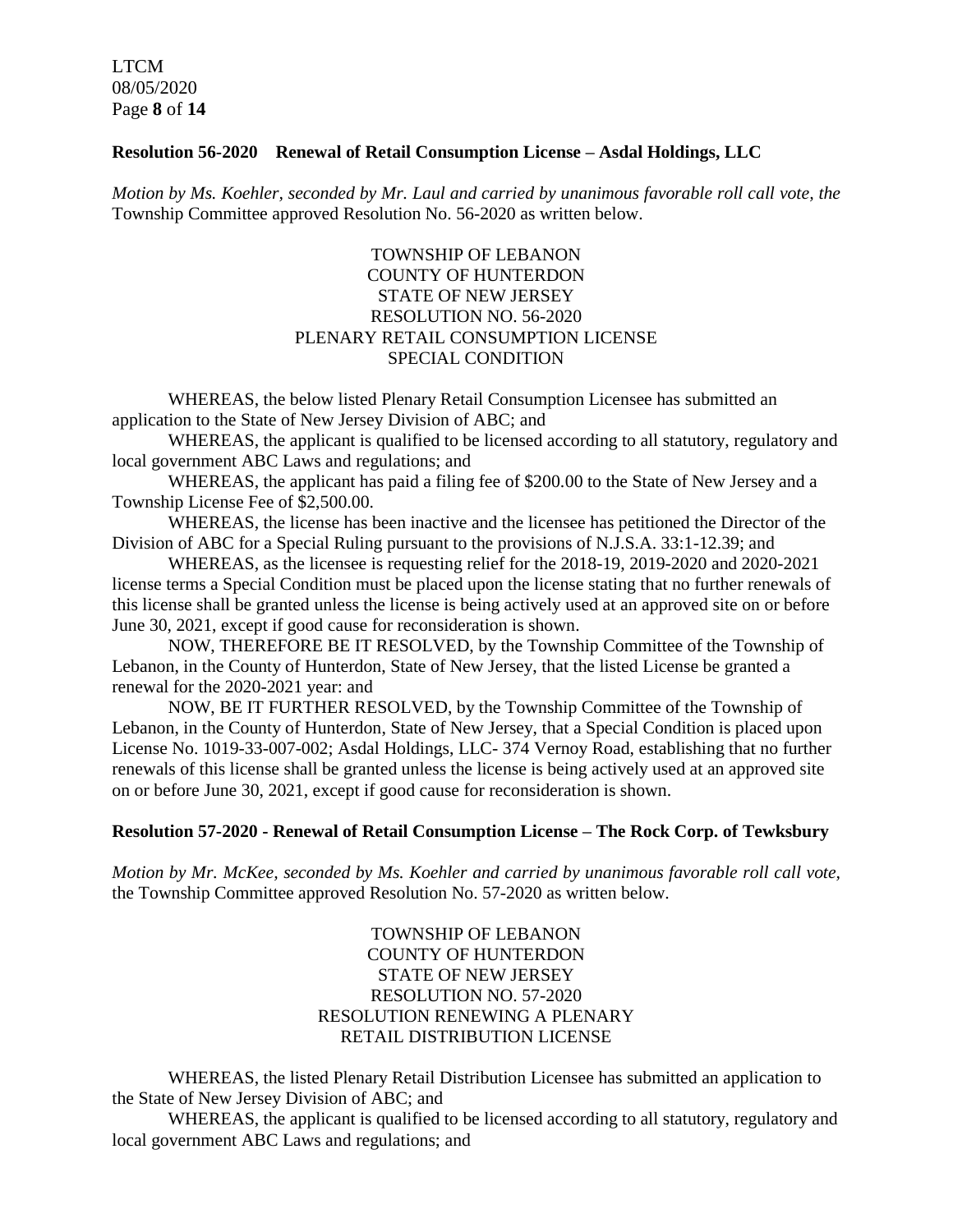**Resolution 56-2020 Renewal of Retail Consumption License – Asdal Holdings, LLC**

*Motion by Ms. Koehler, seconded by Mr. Laul and carried by unanimous favorable roll call vote, the* Township Committee approved Resolution No. 56-2020 as written below.

TOWNSHIP OF LEBANON
COUNTY OF HUNTERDON
STATE OF NEW JERSEY
RESOLUTION NO. 56-2020
PLENARY RETAIL CONSUMPTION LICENSE
SPECIAL CONDITION

WHEREAS, the below listed Plenary Retail Consumption Licensee has submitted an application to the State of New Jersey Division of ABC; and

WHEREAS, the applicant is qualified to be licensed according to all statutory, regulatory and local government ABC Laws and regulations; and

WHEREAS, the applicant has paid a filing fee of $200.00 to the State of New Jersey and a Township License Fee of $2,500.00.

WHEREAS, the license has been inactive and the licensee has petitioned the Director of the Division of ABC for a Special Ruling pursuant to the provisions of N.J.S.A. 33:1-12.39; and

WHEREAS, as the licensee is requesting relief for the 2018-19, 2019-2020 and 2020-2021 license terms a Special Condition must be placed upon the license stating that no further renewals of this license shall be granted unless the license is being actively used at an approved site on or before June 30, 2021, except if good cause for reconsideration is shown.

NOW, THEREFORE BE IT RESOLVED, by the Township Committee of the Township of Lebanon, in the County of Hunterdon, State of New Jersey, that the listed License be granted a renewal for the 2020-2021 year: and

NOW, BE IT FURTHER RESOLVED, by the Township Committee of the Township of Lebanon, in the County of Hunterdon, State of New Jersey, that a Special Condition is placed upon License No. 1019-33-007-002; Asdal Holdings, LLC- 374 Vernoy Road, establishing that no further renewals of this license shall be granted unless the license is being actively used at an approved site on or before June 30, 2021, except if good cause for reconsideration is shown.

**Resolution 57-2020 - Renewal of Retail Consumption License – The Rock Corp. of Tewksbury**

*Motion by Mr. McKee, seconded by Ms. Koehler and carried by unanimous favorable roll call vote,* the Township Committee approved Resolution No. 57-2020 as written below.

TOWNSHIP OF LEBANON
COUNTY OF HUNTERDON
STATE OF NEW JERSEY
RESOLUTION NO. 57-2020
RESOLUTION RENEWING A PLENARY
RETAIL DISTRIBUTION LICENSE

WHEREAS, the listed Plenary Retail Distribution Licensee has submitted an application to the State of New Jersey Division of ABC; and

WHEREAS, the applicant is qualified to be licensed according to all statutory, regulatory and local government ABC Laws and regulations; and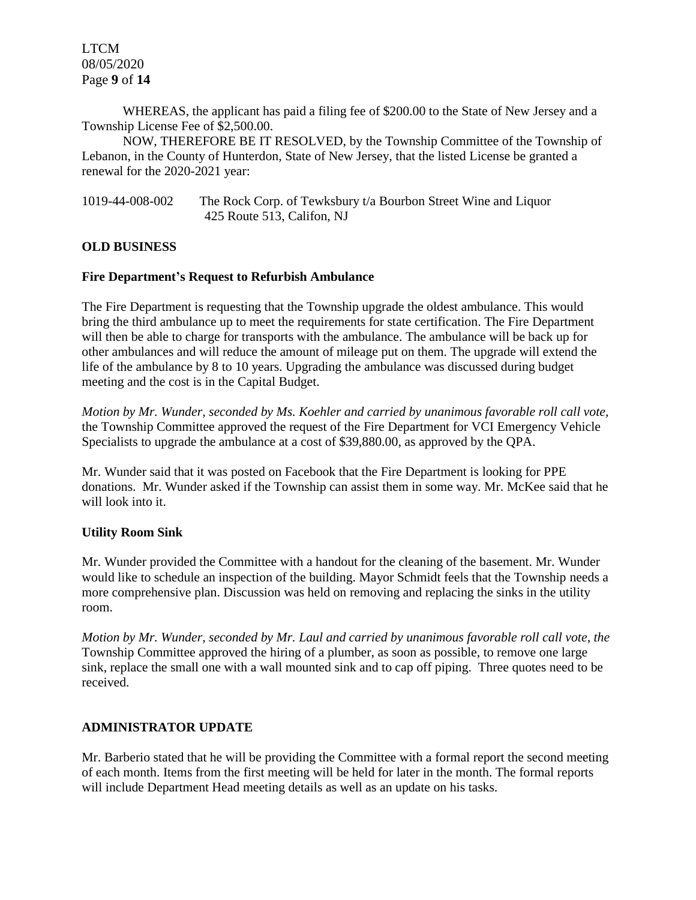WHEREAS, the applicant has paid a filing fee of $200.00 to the State of New Jersey and a Township License Fee of $2,500.00.

NOW, THEREFORE BE IT RESOLVED, by the Township Committee of the Township of Lebanon, in the County of Hunterdon, State of New Jersey, that the listed License be granted a renewal for the 2020-2021 year:

1019-44-008-002 The Rock Corp. of Tewksbury t/a Bourbon Street Wine and Liquor
425 Route 513, Califon, NJ

**OLD BUSINESS**

**Fire Department's Request to Refurbish Ambulance**

The Fire Department is requesting that the Township upgrade the oldest ambulance. This would bring the third ambulance up to meet the requirements for state certification. The Fire Department will then be able to charge for transports with the ambulance. The ambulance will be back up for other ambulances and will reduce the amount of mileage put on them. The upgrade will extend the life of the ambulance by 8 to 10 years. Upgrading the ambulance was discussed during budget meeting and the cost is in the Capital Budget.

*Motion by Mr. Wunder, seconded by Ms. Koehler and carried by unanimous favorable roll call vote*, the Township Committee approved the request of the Fire Department for VCI Emergency Vehicle Specialists to upgrade the ambulance at a cost of $39,880.00, as approved by the QPA.

Mr. Wunder said that it was posted on Facebook that the Fire Department is looking for PPE donations. Mr. Wunder asked if the Township can assist them in some way. Mr. McKee said that he will look into it.

**Utility Room Sink**

Mr. Wunder provided the Committee with a handout for the cleaning of the basement. Mr. Wunder would like to schedule an inspection of the building. Mayor Schmidt feels that the Township needs a more comprehensive plan. Discussion was held on removing and replacing the sinks in the utility room.

*Motion by Mr. Wunder, seconded by Mr. Laul and carried by unanimous favorable roll call vote, the* Township Committee approved the hiring of a plumber, as soon as possible, to remove one large sink, replace the small one with a wall mounted sink and to cap off piping. Three quotes need to be received.

**ADMINISTRATOR UPDATE**

Mr. Barberio stated that he will be providing the Committee with a formal report the second meeting of each month. Items from the first meeting will be held for later in the month. The formal reports will include Department Head meeting details as well as an update on his tasks.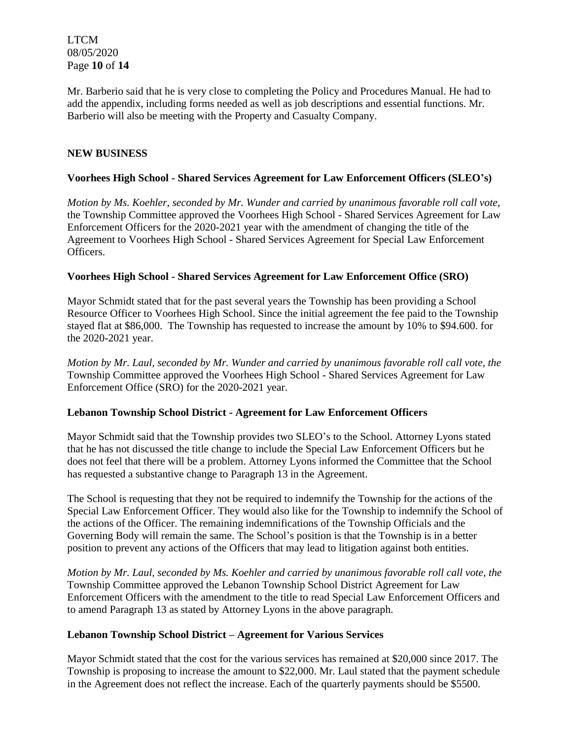Mr. Barberio said that he is very close to completing the Policy and Procedures Manual. He had to add the appendix, including forms needed as well as job descriptions and essential functions. Mr. Barberio will also be meeting with the Property and Casualty Company.

## NEW BUSINESS

### Voorhees High School - Shared Services Agreement for Law Enforcement Officers (SLEO's)

*Motion by Ms. Koehler, seconded by Mr. Wunder and carried by unanimous favorable roll call vote,* the Township Committee approved the Voorhees High School - Shared Services Agreement for Law Enforcement Officers for the 2020-2021 year with the amendment of changing the title of the Agreement to Voorhees High School - Shared Services Agreement for Special Law Enforcement Officers.

### Voorhees High School - Shared Services Agreement for Law Enforcement Office (SRO)

Mayor Schmidt stated that for the past several years the Township has been providing a School Resource Officer to Voorhees High School. Since the initial agreement the fee paid to the Township stayed flat at $86,000. The Township has requested to increase the amount by 10% to $94.600. for the 2020-2021 year.

*Motion by Mr. Laul, seconded by Mr. Wunder and carried by unanimous favorable roll call vote, the* Township Committee approved the Voorhees High School - Shared Services Agreement for Law Enforcement Office (SRO) for the 2020-2021 year.

### Lebanon Township School District - Agreement for Law Enforcement Officers

Mayor Schmidt said that the Township provides two SLEO's to the School. Attorney Lyons stated that he has not discussed the title change to include the Special Law Enforcement Officers but he does not feel that there will be a problem. Attorney Lyons informed the Committee that the School has requested a substantive change to Paragraph 13 in the Agreement.

The School is requesting that they not be required to indemnify the Township for the actions of the Special Law Enforcement Officer. They would also like for the Township to indemnify the School of the actions of the Officer. The remaining indemnifications of the Township Officials and the Governing Body will remain the same. The School's position is that the Township is in a better position to prevent any actions of the Officers that may lead to litigation against both entities.

*Motion by Mr. Laul, seconded by Ms. Koehler and carried by unanimous favorable roll call vote, the* Township Committee approved the Lebanon Township School District Agreement for Law Enforcement Officers with the amendment to the title to read Special Law Enforcement Officers and to amend Paragraph 13 as stated by Attorney Lyons in the above paragraph.

### Lebanon Township School District – Agreement for Various Services

Mayor Schmidt stated that the cost for the various services has remained at $20,000 since 2017. The Township is proposing to increase the amount to $22,000. Mr. Laul stated that the payment schedule in the Agreement does not reflect the increase. Each of the quarterly payments should be $5500.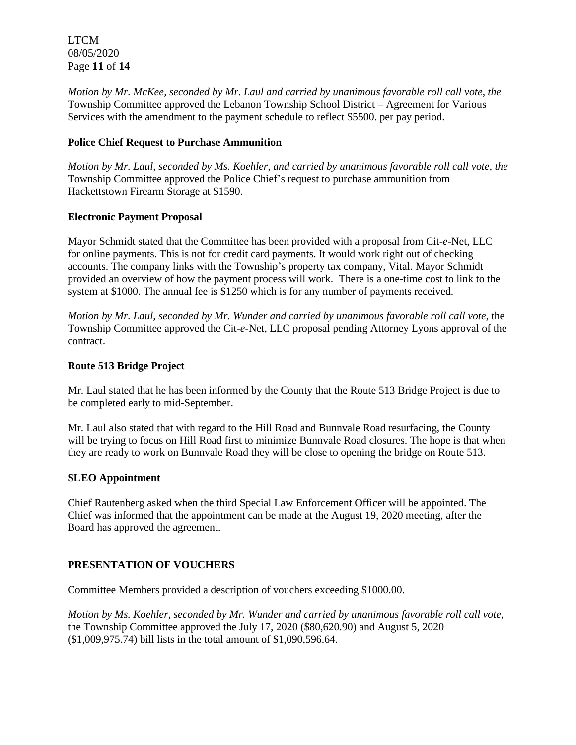*Motion by Mr. McKee, seconded by Mr. Laul and carried by unanimous favorable roll call vote, the* Township Committee approved the Lebanon Township School District – Agreement for Various Services with the amendment to the payment schedule to reflect $5500. per pay period.

**Police Chief Request to Purchase Ammunition**

*Motion by Mr. Laul, seconded by Ms. Koehler, and carried by unanimous favorable roll call vote, the* Township Committee approved the Police Chief's request to purchase ammunition from Hackettstown Firearm Storage at $1590.

**Electronic Payment Proposal**

Mayor Schmidt stated that the Committee has been provided with a proposal from Cit-*e*-Net, LLC for online payments. This is not for credit card payments. It would work right out of checking accounts. The company links with the Township's property tax company, Vital. Mayor Schmidt provided an overview of how the payment process will work. There is a one-time cost to link to the system at $1000. The annual fee is $1250 which is for any number of payments received.

*Motion by Mr. Laul, seconded by Mr. Wunder and carried by unanimous favorable roll call vote,* the Township Committee approved the Cit-*e*-Net, LLC proposal pending Attorney Lyons approval of the contract.

**Route 513 Bridge Project**

Mr. Laul stated that he has been informed by the County that the Route 513 Bridge Project is due to be completed early to mid-September.

Mr. Laul also stated that with regard to the Hill Road and Bunnvale Road resurfacing, the County will be trying to focus on Hill Road first to minimize Bunnvale Road closures. The hope is that when they are ready to work on Bunnvale Road they will be close to opening the bridge on Route 513.

**SLEO Appointment**

Chief Rautenberg asked when the third Special Law Enforcement Officer will be appointed. The Chief was informed that the appointment can be made at the August 19, 2020 meeting, after the Board has approved the agreement.

**PRESENTATION OF VOUCHERS**

Committee Members provided a description of vouchers exceeding $1000.00.

*Motion by Ms. Koehler, seconded by Mr. Wunder and carried by unanimous favorable roll call vote,* the Township Committee approved the July 17, 2020 ($80,620.90) and August 5, 2020 ($1,009,975.74) bill lists in the total amount of $1,090,596.64.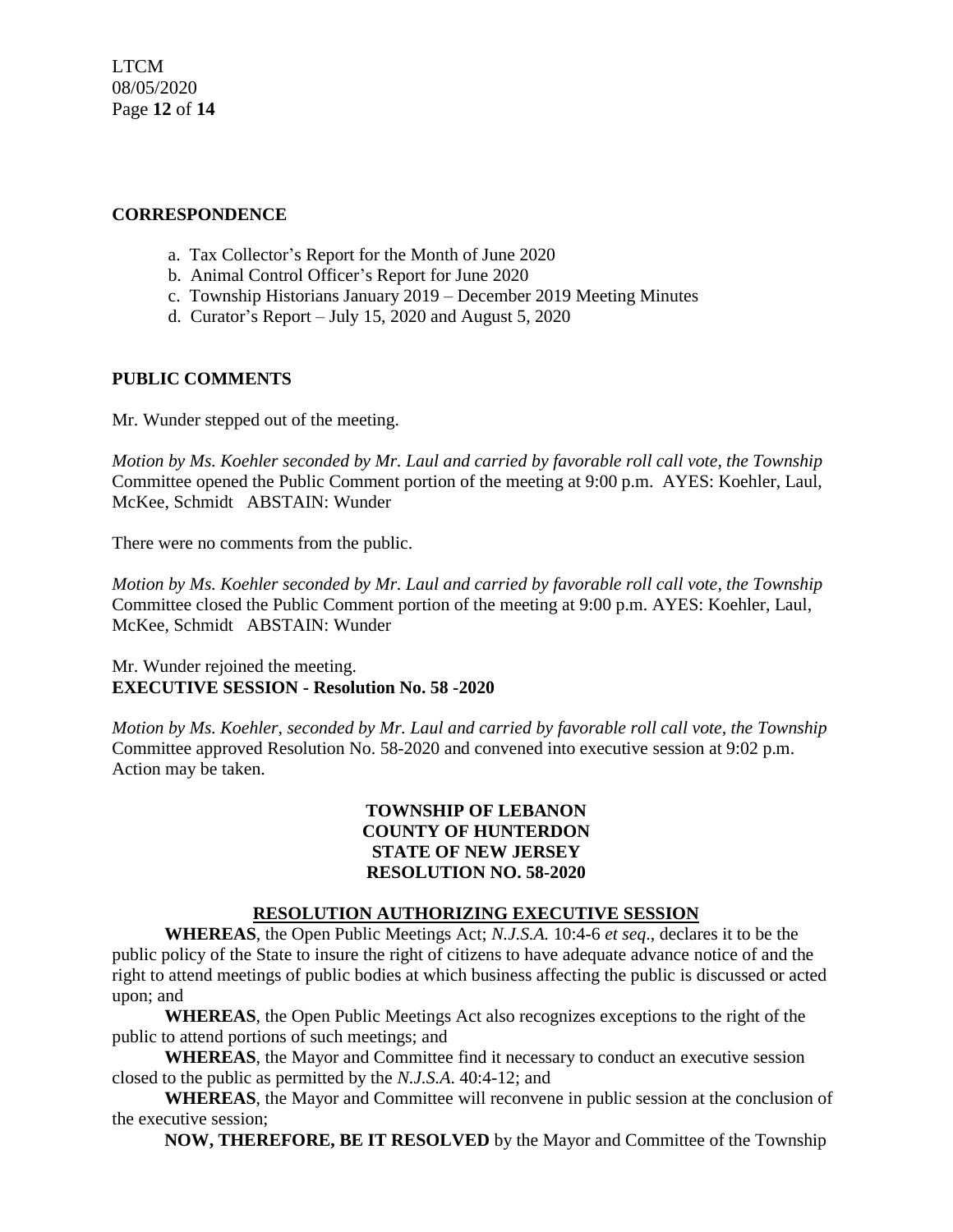**CORRESPONDENCE**

a. Tax Collector's Report for the Month of June 2020
b. Animal Control Officer's Report for June 2020
c. Township Historians January 2019 – December 2019 Meeting Minutes
d. Curator's Report – July 15, 2020 and August 5, 2020

**PUBLIC COMMENTS**

Mr. Wunder stepped out of the meeting.

*Motion by Ms. Koehler seconded by Mr. Laul and carried by favorable roll call vote, the Township* Committee opened the Public Comment portion of the meeting at 9:00 p.m. AYES: Koehler, Laul, McKee, Schmidt ABSTAIN: Wunder

There were no comments from the public.

*Motion by Ms. Koehler seconded by Mr. Laul and carried by favorable roll call vote, the Township* Committee closed the Public Comment portion of the meeting at 9:00 p.m. AYES: Koehler, Laul, McKee, Schmidt ABSTAIN: Wunder

Mr. Wunder rejoined the meeting.

**EXECUTIVE SESSION - Resolution No. 58 -2020**

*Motion by Ms. Koehler, seconded by Mr. Laul and carried by favorable roll call vote, the Township* Committee approved Resolution No. 58-2020 and convened into executive session at 9:02 p.m. Action may be taken.

**TOWNSHIP OF LEBANON**
**COUNTY OF HUNTERDON**
**STATE OF NEW JERSEY**
**RESOLUTION NO. 58-2020**

**RESOLUTION AUTHORIZING EXECUTIVE SESSION**

**WHEREAS**, the Open Public Meetings Act; *N.J.S.A.* 10:4-6 *et seq*., declares it to be the public policy of the State to insure the right of citizens to have adequate advance notice of and the right to attend meetings of public bodies at which business affecting the public is discussed or acted upon; and

**WHEREAS**, the Open Public Meetings Act also recognizes exceptions to the right of the public to attend portions of such meetings; and

**WHEREAS**, the Mayor and Committee find it necessary to conduct an executive session closed to the public as permitted by the *N.J.S.A*. 40:4-12; and

**WHEREAS**, the Mayor and Committee will reconvene in public session at the conclusion of the executive session;

**NOW, THEREFORE, BE IT RESOLVED** by the Mayor and Committee of the Township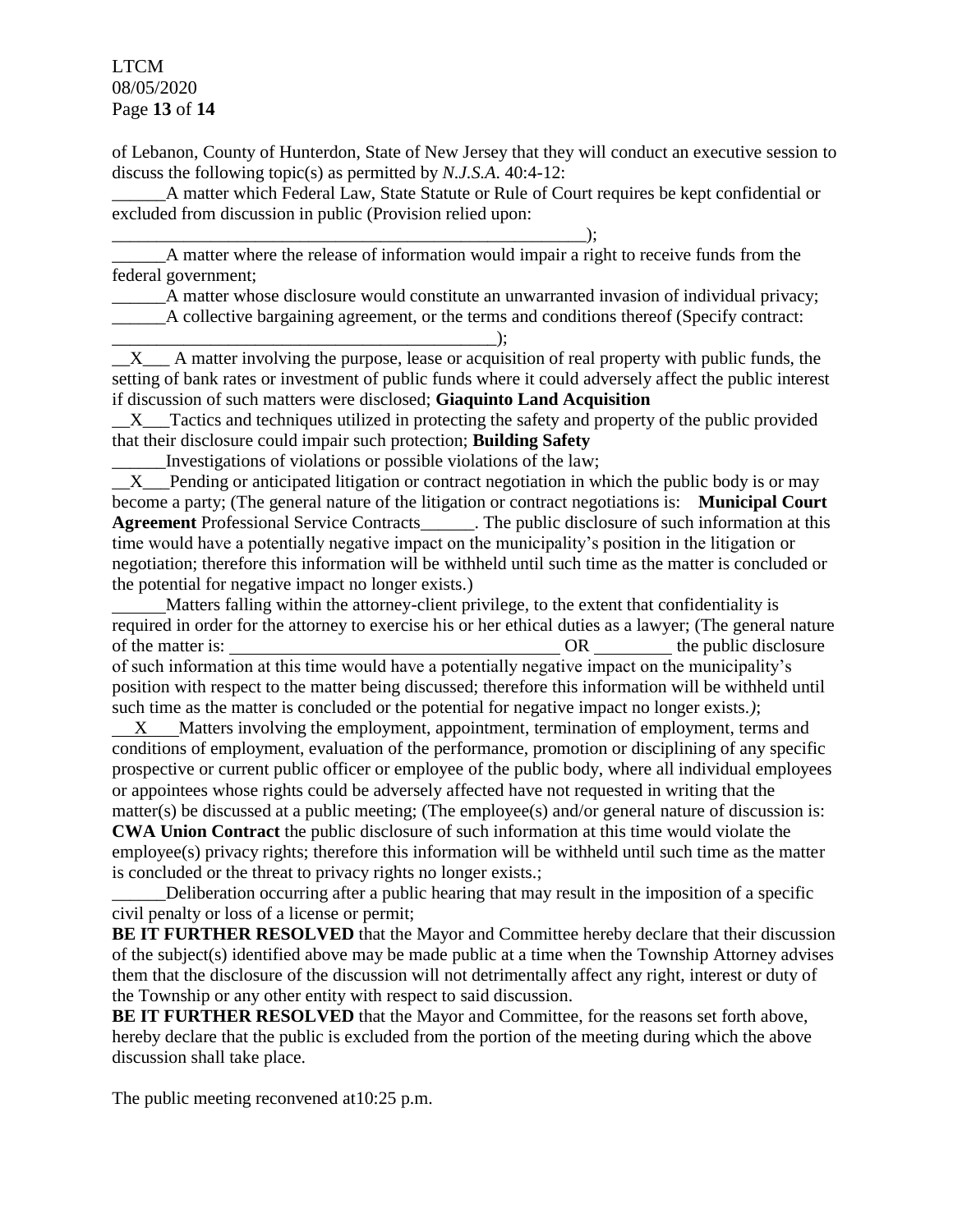of Lebanon, County of Hunterdon, State of New Jersey that they will conduct an executive session to discuss the following topic(s) as permitted by *N.J.S.A.* 40:4-12:

______A matter which Federal Law, State Statute or Rule of Court requires be kept confidential or excluded from discussion in public (Provision relied upon: _______________________________________________________);

______A matter where the release of information would impair a right to receive funds from the federal government;

______A matter whose disclosure would constitute an unwarranted invasion of individual privacy;

______A collective bargaining agreement, or the terms and conditions thereof (Specify contract: ____________________________________________);

__X___ A matter involving the purpose, lease or acquisition of real property with public funds, the setting of bank rates or investment of public funds where it could adversely affect the public interest if discussion of such matters were disclosed; **Giaquinto Land Acquisition**

__X___Tactics and techniques utilized in protecting the safety and property of the public provided that their disclosure could impair such protection; **Building Safety**

______Investigations of violations or possible violations of the law;

__X___Pending or anticipated litigation or contract negotiation in which the public body is or may become a party; (The general nature of the litigation or contract negotiations is: **Municipal Court Agreement** Professional Service Contracts______. The public disclosure of such information at this time would have a potentially negative impact on the municipality's position in the litigation or negotiation; therefore this information will be withheld until such time as the matter is concluded or the potential for negative impact no longer exists.)

______Matters falling within the attorney-client privilege, to the extent that confidentiality is required in order for the attorney to exercise his or her ethical duties as a lawyer; (The general nature of the matter is: ______________________________________ OR ________ the public disclosure of such information at this time would have a potentially negative impact on the municipality's position with respect to the matter being discussed; therefore this information will be withheld until such time as the matter is concluded or the potential for negative impact no longer exists.*)*;

___X___Matters involving the employment, appointment, termination of employment, terms and conditions of employment, evaluation of the performance, promotion or disciplining of any specific prospective or current public officer or employee of the public body, where all individual employees or appointees whose rights could be adversely affected have not requested in writing that the matter(s) be discussed at a public meeting; (The employee(s) and/or general nature of discussion is: **CWA Union Contract** the public disclosure of such information at this time would violate the employee(s) privacy rights; therefore this information will be withheld until such time as the matter is concluded or the threat to privacy rights no longer exists.;

______Deliberation occurring after a public hearing that may result in the imposition of a specific civil penalty or loss of a license or permit;

**BE IT FURTHER RESOLVED** that the Mayor and Committee hereby declare that their discussion of the subject(s) identified above may be made public at a time when the Township Attorney advises them that the disclosure of the discussion will not detrimentally affect any right, interest or duty of the Township or any other entity with respect to said discussion.

**BE IT FURTHER RESOLVED** that the Mayor and Committee, for the reasons set forth above, hereby declare that the public is excluded from the portion of the meeting during which the above discussion shall take place.

The public meeting reconvened at10:25 p.m.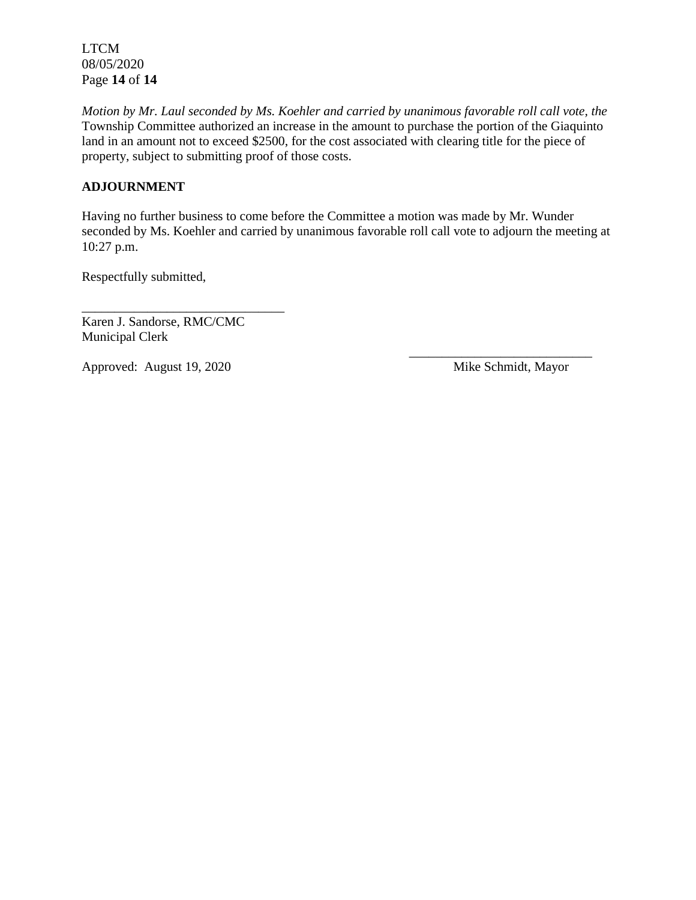*Motion by Mr. Laul seconded by Ms. Koehler and carried by unanimous favorable roll call vote, the* Township Committee authorized an increase in the amount to purchase the portion of the Giaquinto land in an amount not to exceed $2500, for the cost associated with clearing title for the piece of property, subject to submitting proof of those costs.

**ADJOURNMENT**

Having no further business to come before the Committee a motion was made by Mr. Wunder seconded by Ms. Koehler and carried by unanimous favorable roll call vote to adjourn the meeting at 10:27 p.m.

Respectfully submitted,

_______________________________
Karen J. Sandorse, RMC/CMC
Municipal Clerk

Approved: August 19, 2020

_____________________________
Mike Schmidt, Mayor